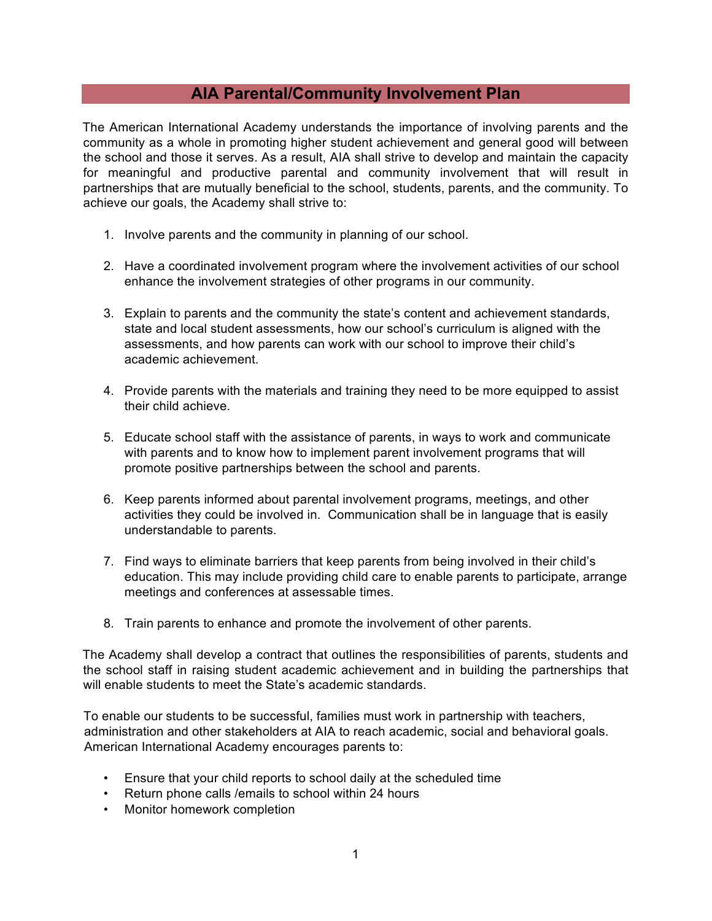# AIA Parental/Community Involvement Plan

The American International Academy understands the importance of involving parents and the community as a whole in promoting higher student achievement and general good will between the school and those it serves. As a result, AIA shall strive to develop and maintain the capacity for meaningful and productive parental and community involvement that will result in partnerships that are mutually beneficial to the school, students, parents, and the community. To achieve our goals, the Academy shall strive to:

1. Involve parents and the community in planning of our school.
2. Have a coordinated involvement program where the involvement activities of our school enhance the involvement strategies of other programs in our community.
3. Explain to parents and the community the state's content and achievement standards, state and local student assessments, how our school's curriculum is aligned with the assessments, and how parents can work with our school to improve their child's academic achievement.
4. Provide parents with the materials and training they need to be more equipped to assist their child achieve.
5. Educate school staff with the assistance of parents, in ways to work and communicate with parents and to know how to implement parent involvement programs that will promote positive partnerships between the school and parents.
6. Keep parents informed about parental involvement programs, meetings, and other activities they could be involved in. Communication shall be in language that is easily understandable to parents.
7. Find ways to eliminate barriers that keep parents from being involved in their child's education. This may include providing child care to enable parents to participate, arrange meetings and conferences at assessable times.
8. Train parents to enhance and promote the involvement of other parents.

The Academy shall develop a contract that outlines the responsibilities of parents, students and the school staff in raising student academic achievement and in building the partnerships that will enable students to meet the State's academic standards.

To enable our students to be successful, families must work in partnership with teachers, administration and other stakeholders at AIA to reach academic, social and behavioral goals. American International Academy encourages parents to:

- Ensure that your child reports to school daily at the scheduled time
- Return phone calls /emails to school within 24 hours
- Monitor homework completion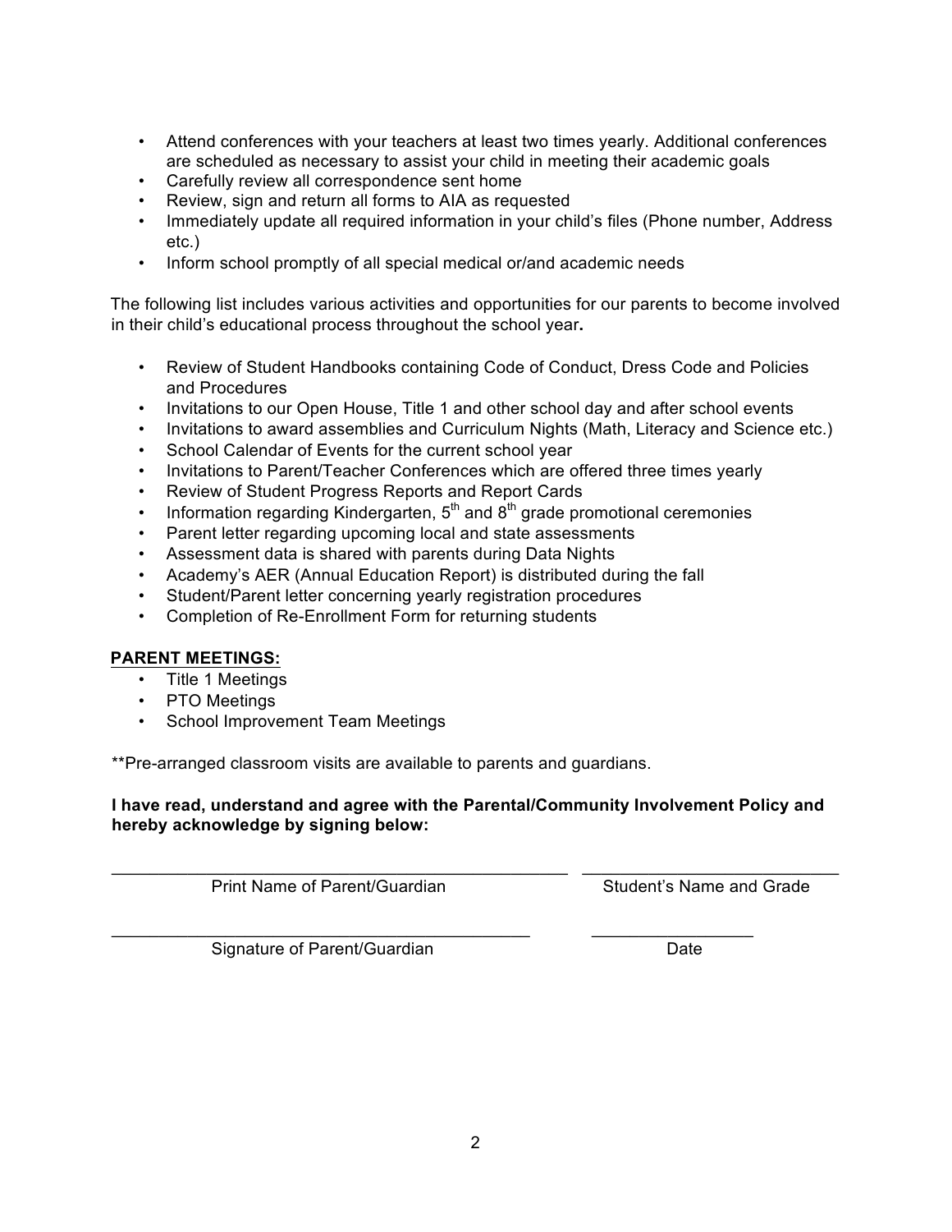- Attend conferences with your teachers at least two times yearly. Additional conferences are scheduled as necessary to assist your child in meeting their academic goals
- Carefully review all correspondence sent home
- Review, sign and return all forms to AIA as requested
- Immediately update all required information in your child's files (Phone number, Address etc.)
- Inform school promptly of all special medical or/and academic needs

The following list includes various activities and opportunities for our parents to become involved in their child's educational process throughout the school year**.**

- Review of Student Handbooks containing Code of Conduct, Dress Code and Policies and Procedures
- Invitations to our Open House, Title 1 and other school day and after school events
- Invitations to award assemblies and Curriculum Nights (Math, Literacy and Science etc.)
- School Calendar of Events for the current school year
- Invitations to Parent/Teacher Conferences which are offered three times yearly
- Review of Student Progress Reports and Report Cards
- Information regarding Kindergarten, 5th and 8th grade promotional ceremonies
- Parent letter regarding upcoming local and state assessments
- Assessment data is shared with parents during Data Nights
- Academy's AER (Annual Education Report) is distributed during the fall
- Student/Parent letter concerning yearly registration procedures
- Completion of Re-Enrollment Form for returning students

**PARENT MEETINGS:**

- Title 1 Meetings
- PTO Meetings
- School Improvement Team Meetings

**Pre-arranged classroom visits are available to parents and guardians.

**I have read, understand and agree with the Parental/Community Involvement Policy and hereby acknowledge by signing below:**

_______________________________________________ ___________________________

Print Name of Parent/Guardian Student's Name and Grade

___________________________________________ _________________

Signature of Parent/Guardian Date